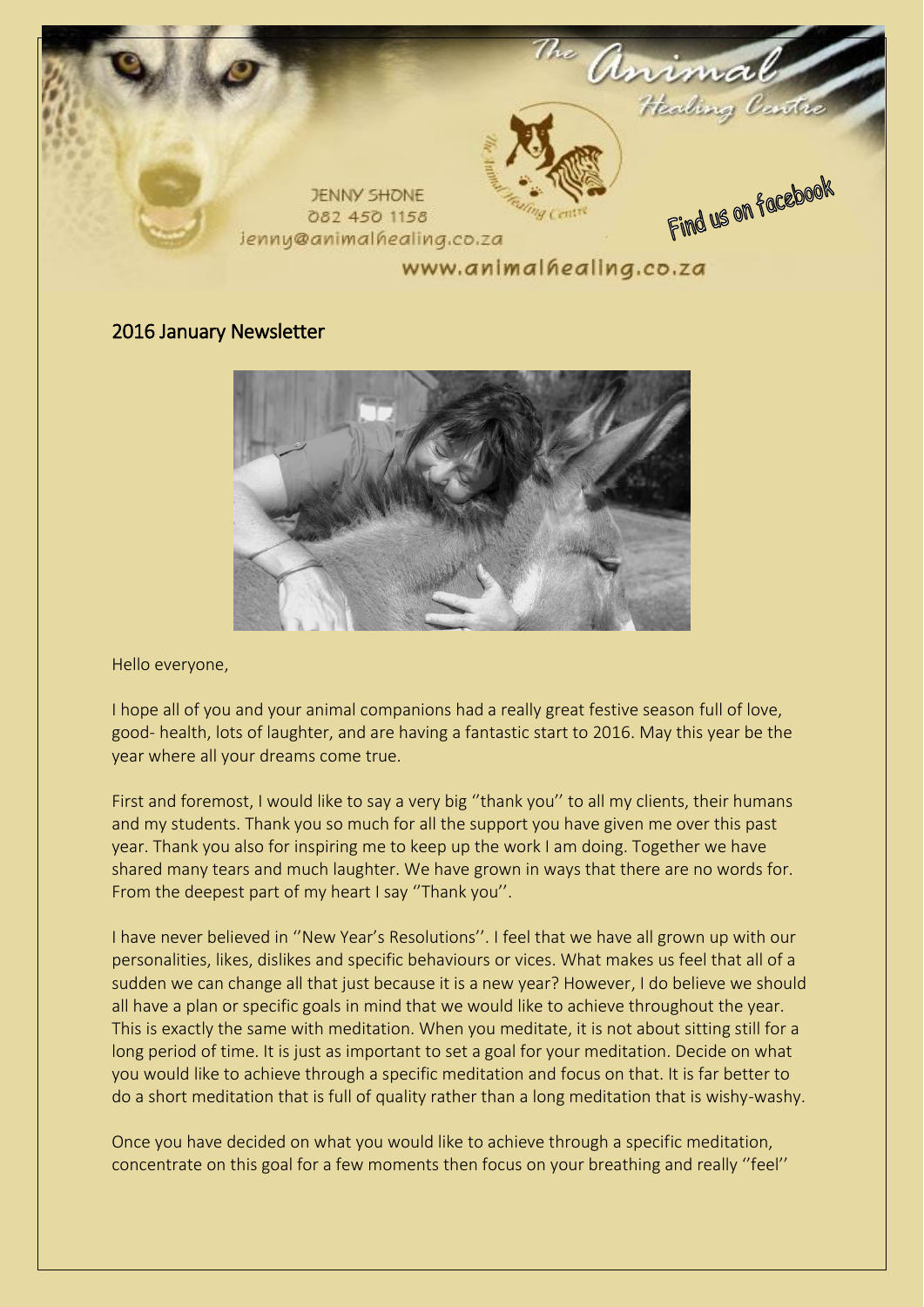JENNY SHONE
082 450 1158
jenny@animalhealing.co.za

www.animalhealing.co.za

The Animal Healing Centre

Find us on facebook

## 2016 January Newsletter

Hello everyone,

I hope all of you and your animal companions had a really great festive season full of love, good- health, lots of laughter, and are having a fantastic start to 2016. May this year be the year where all your dreams come true.

First and foremost, I would like to say a very big ''thank you'' to all my clients, their humans and my students. Thank you so much for all the support you have given me over this past year. Thank you also for inspiring me to keep up the work I am doing. Together we have shared many tears and much laughter. We have grown in ways that there are no words for. From the deepest part of my heart I say ''Thank you''.

I have never believed in ''New Year's Resolutions''. I feel that we have all grown up with our personalities, likes, dislikes and specific behaviours or vices. What makes us feel that all of a sudden we can change all that just because it is a new year? However, I do believe we should all have a plan or specific goals in mind that we would like to achieve throughout the year. This is exactly the same with meditation. When you meditate, it is not about sitting still for a long period of time. It is just as important to set a goal for your meditation. Decide on what you would like to achieve through a specific meditation and focus on that. It is far better to do a short meditation that is full of quality rather than a long meditation that is wishy-washy.

Once you have decided on what you would like to achieve through a specific meditation, concentrate on this goal for a few moments then focus on your breathing and really ''feel''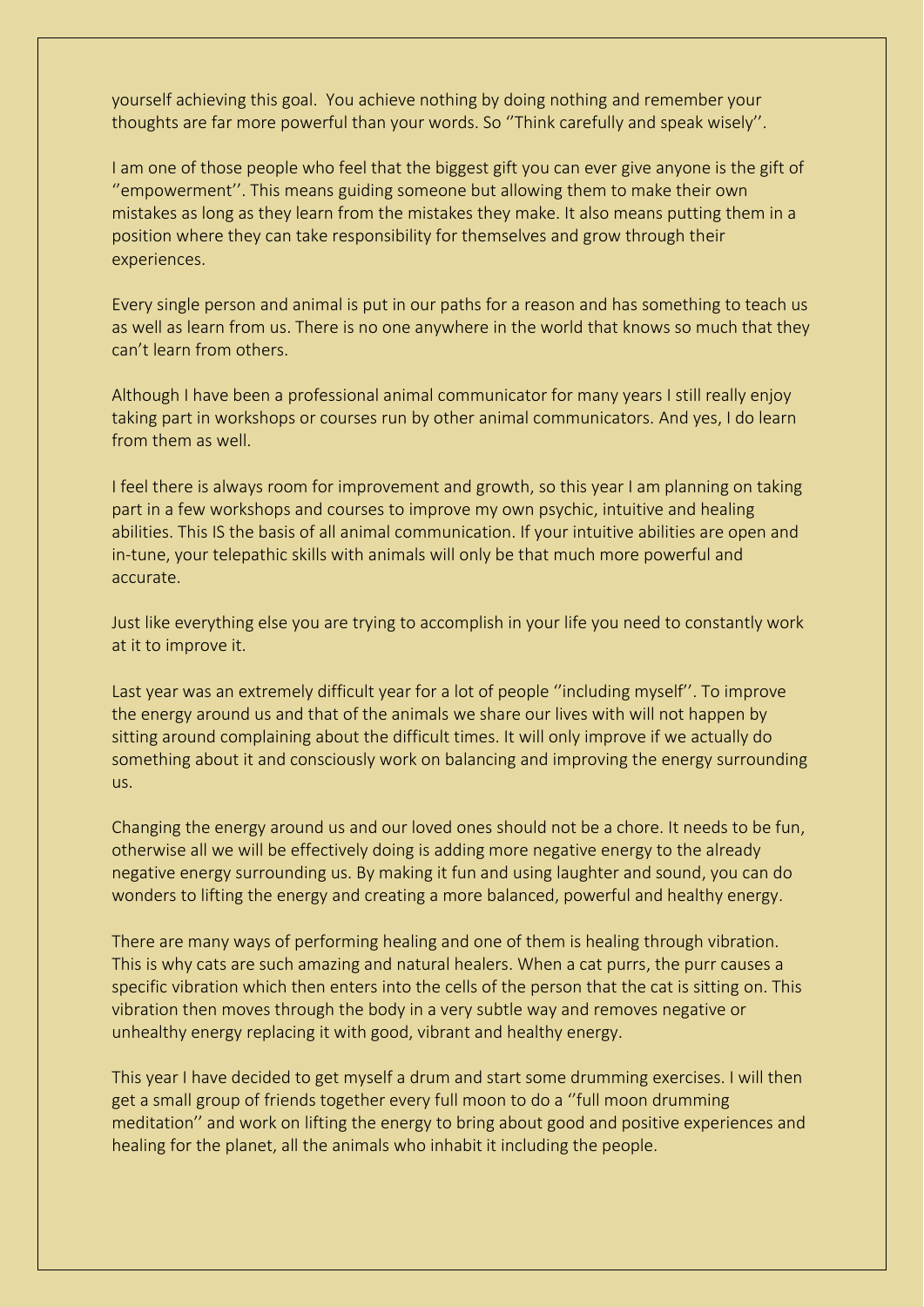yourself achieving this goal. You achieve nothing by doing nothing and remember your thoughts are far more powerful than your words. So ''Think carefully and speak wisely''.

I am one of those people who feel that the biggest gift you can ever give anyone is the gift of ''empowerment''. This means guiding someone but allowing them to make their own mistakes as long as they learn from the mistakes they make. It also means putting them in a position where they can take responsibility for themselves and grow through their experiences.

Every single person and animal is put in our paths for a reason and has something to teach us as well as learn from us. There is no one anywhere in the world that knows so much that they can't learn from others.

Although I have been a professional animal communicator for many years I still really enjoy taking part in workshops or courses run by other animal communicators. And yes, I do learn from them as well.

I feel there is always room for improvement and growth, so this year I am planning on taking part in a few workshops and courses to improve my own psychic, intuitive and healing abilities. This IS the basis of all animal communication. If your intuitive abilities are open and in-tune, your telepathic skills with animals will only be that much more powerful and accurate.

Just like everything else you are trying to accomplish in your life you need to constantly work at it to improve it.

Last year was an extremely difficult year for a lot of people ''including myself''. To improve the energy around us and that of the animals we share our lives with will not happen by sitting around complaining about the difficult times. It will only improve if we actually do something about it and consciously work on balancing and improving the energy surrounding us.

Changing the energy around us and our loved ones should not be a chore. It needs to be fun, otherwise all we will be effectively doing is adding more negative energy to the already negative energy surrounding us. By making it fun and using laughter and sound, you can do wonders to lifting the energy and creating a more balanced, powerful and healthy energy.

There are many ways of performing healing and one of them is healing through vibration. This is why cats are such amazing and natural healers. When a cat purrs, the purr causes a specific vibration which then enters into the cells of the person that the cat is sitting on. This vibration then moves through the body in a very subtle way and removes negative or unhealthy energy replacing it with good, vibrant and healthy energy.

This year I have decided to get myself a drum and start some drumming exercises. I will then get a small group of friends together every full moon to do a ''full moon drumming meditation'' and work on lifting the energy to bring about good and positive experiences and healing for the planet, all the animals who inhabit it including the people.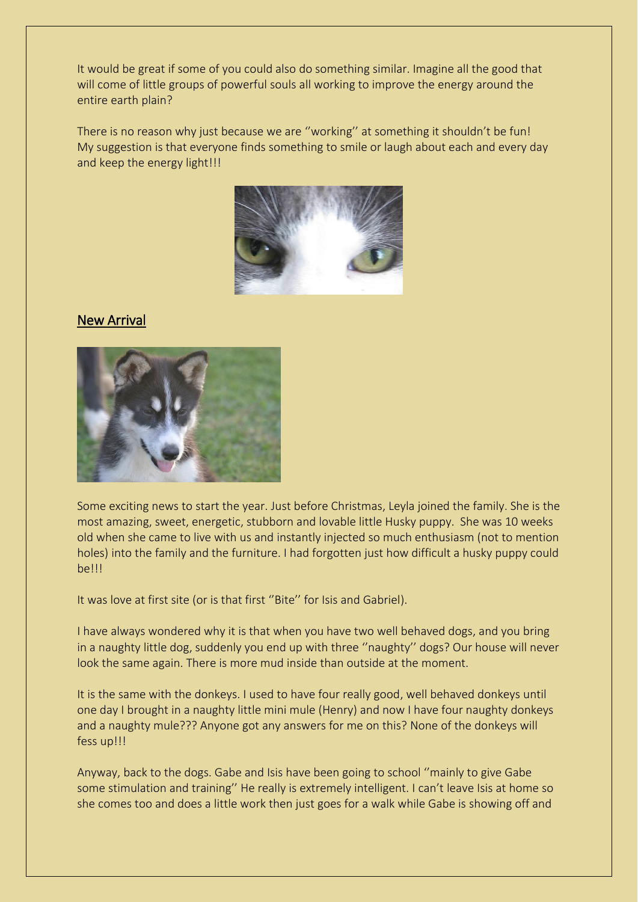It would be great if some of you could also do something similar. Imagine all the good that will come of little groups of powerful souls all working to improve the energy around the entire earth plain?

There is no reason why just because we are ''working'' at something it shouldn't be fun! My suggestion is that everyone finds something to smile or laugh about each and every day and keep the energy light!!!

## New Arrival

Some exciting news to start the year. Just before Christmas, Leyla joined the family. She is the most amazing, sweet, energetic, stubborn and lovable little Husky puppy. She was 10 weeks old when she came to live with us and instantly injected so much enthusiasm (not to mention holes) into the family and the furniture. I had forgotten just how difficult a husky puppy could be!!!

It was love at first site (or is that first ''Bite'' for Isis and Gabriel).

I have always wondered why it is that when you have two well behaved dogs, and you bring in a naughty little dog, suddenly you end up with three ''naughty'' dogs? Our house will never look the same again. There is more mud inside than outside at the moment.

It is the same with the donkeys. I used to have four really good, well behaved donkeys until one day I brought in a naughty little mini mule (Henry) and now I have four naughty donkeys and a naughty mule??? Anyone got any answers for me on this? None of the donkeys will fess up!!!

Anyway, back to the dogs. Gabe and Isis have been going to school ''mainly to give Gabe some stimulation and training'' He really is extremely intelligent. I can't leave Isis at home so she comes too and does a little work then just goes for a walk while Gabe is showing off and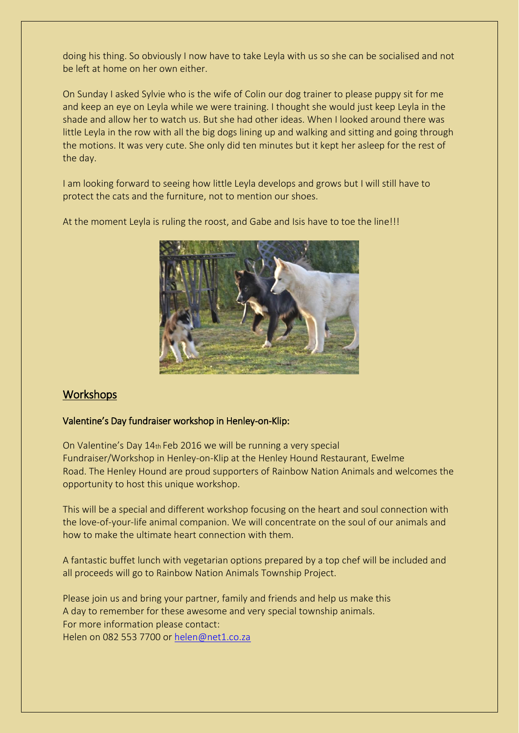doing his thing. So obviously I now have to take Leyla with us so she can be socialised and not be left at home on her own either.

On Sunday I asked Sylvie who is the wife of Colin our dog trainer to please puppy sit for me and keep an eye on Leyla while we were training. I thought she would just keep Leyla in the shade and allow her to watch us. But she had other ideas. When I looked around there was little Leyla in the row with all the big dogs lining up and walking and sitting and going through the motions. It was very cute. She only did ten minutes but it kept her asleep for the rest of the day.

I am looking forward to seeing how little Leyla develops and grows but I will still have to protect the cats and the furniture, not to mention our shoes.

At the moment Leyla is ruling the roost, and Gabe and Isis have to toe the line!!!

## Workshops

### Valentine's Day fundraiser workshop in Henley-on-Klip:

On Valentine's Day 14th Feb 2016 we will be running a very special Fundraiser/Workshop in Henley-on-Klip at the Henley Hound Restaurant, Ewelme Road. The Henley Hound are proud supporters of Rainbow Nation Animals and welcomes the opportunity to host this unique workshop.

This will be a special and different workshop focusing on the heart and soul connection with the love-of-your-life animal companion. We will concentrate on the soul of our animals and how to make the ultimate heart connection with them.

A fantastic buffet lunch with vegetarian options prepared by a top chef will be included and all proceeds will go to Rainbow Nation Animals Township Project.

Please join us and bring your partner, family and friends and help us make this
A day to remember for these awesome and very special township animals.
For more information please contact:
Helen on 082 553 7700 or helen@net1.co.za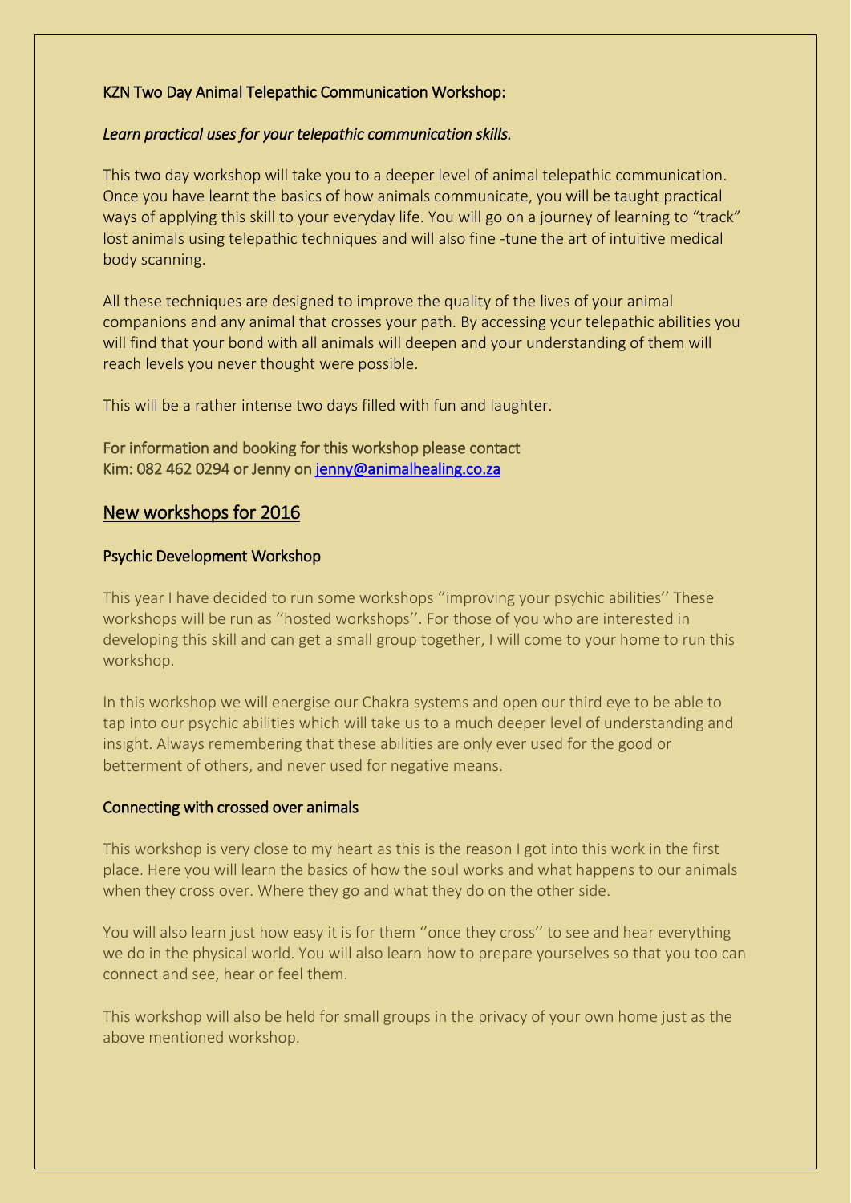### KZN Two Day Animal Telepathic Communication Workshop:

*Learn practical uses for your telepathic communication skills.*

This two day workshop will take you to a deeper level of animal telepathic communication. Once you have learnt the basics of how animals communicate, you will be taught practical ways of applying this skill to your everyday life. You will go on a journey of learning to "track" lost animals using telepathic techniques and will also fine -tune the art of intuitive medical body scanning.

All these techniques are designed to improve the quality of the lives of your animal companions and any animal that crosses your path. By accessing your telepathic abilities you will find that your bond with all animals will deepen and your understanding of them will reach levels you never thought were possible.

This will be a rather intense two days filled with fun and laughter.

For information and booking for this workshop please contact
Kim: 082 462 0294 or Jenny on jenny@animalhealing.co.za

## New workshops for 2016

### Psychic Development Workshop

This year I have decided to run some workshops ''improving your psychic abilities'' These workshops will be run as ''hosted workshops''. For those of you who are interested in developing this skill and can get a small group together, I will come to your home to run this workshop.

In this workshop we will energise our Chakra systems and open our third eye to be able to tap into our psychic abilities which will take us to a much deeper level of understanding and insight. Always remembering that these abilities are only ever used for the good or betterment of others, and never used for negative means.

### Connecting with crossed over animals

This workshop is very close to my heart as this is the reason I got into this work in the first place. Here you will learn the basics of how the soul works and what happens to our animals when they cross over. Where they go and what they do on the other side.

You will also learn just how easy it is for them ''once they cross'' to see and hear everything we do in the physical world. You will also learn how to prepare yourselves so that you too can connect and see, hear or feel them.

This workshop will also be held for small groups in the privacy of your own home just as the above mentioned workshop.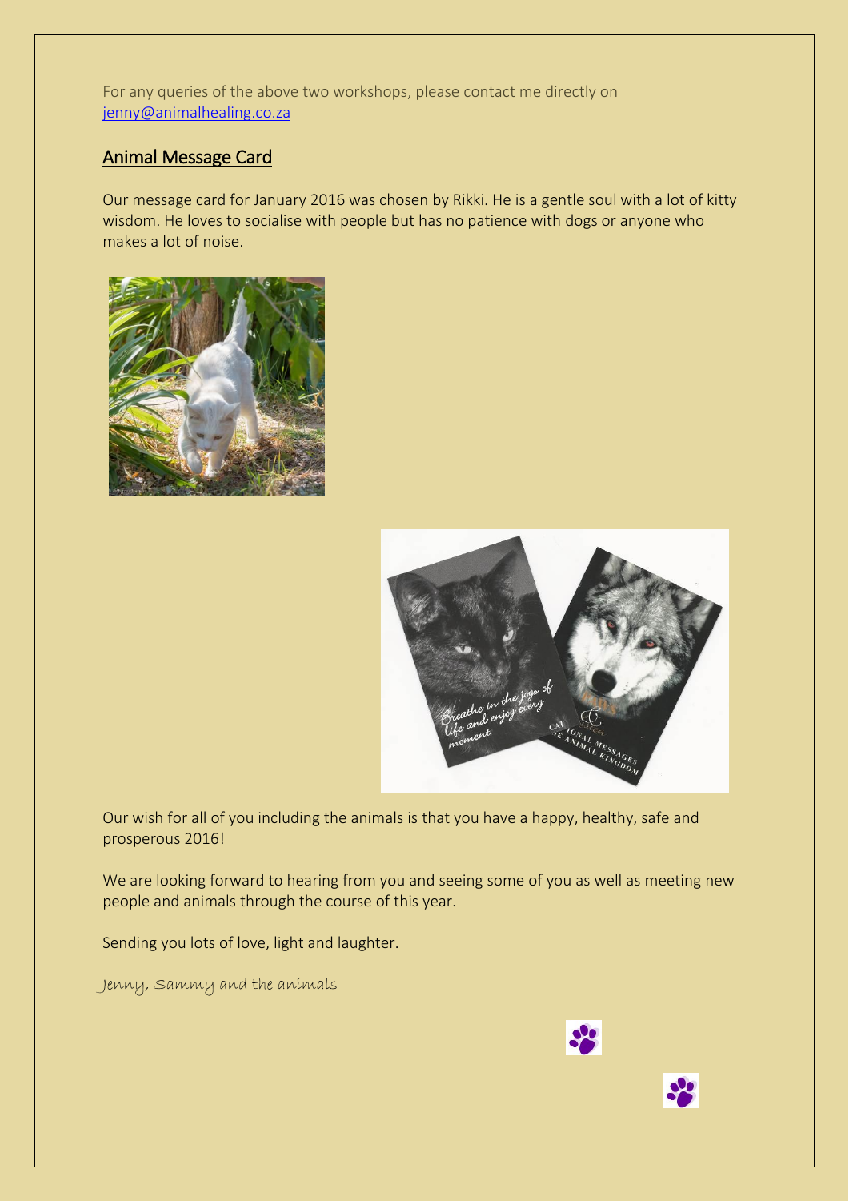For any queries of the above two workshops, please contact me directly on jenny@animalhealing.co.za

## Animal Message Card

Our message card for January 2016 was chosen by Rikki. He is a gentle soul with a lot of kitty wisdom. He loves to socialise with people but has no patience with dogs or anyone who makes a lot of noise.

Our wish for all of you including the animals is that you have a happy, healthy, safe and prosperous 2016!

We are looking forward to hearing from you and seeing some of you as well as meeting new people and animals through the course of this year.

Sending you lots of love, light and laughter.

Jenny, Sammy and the animals